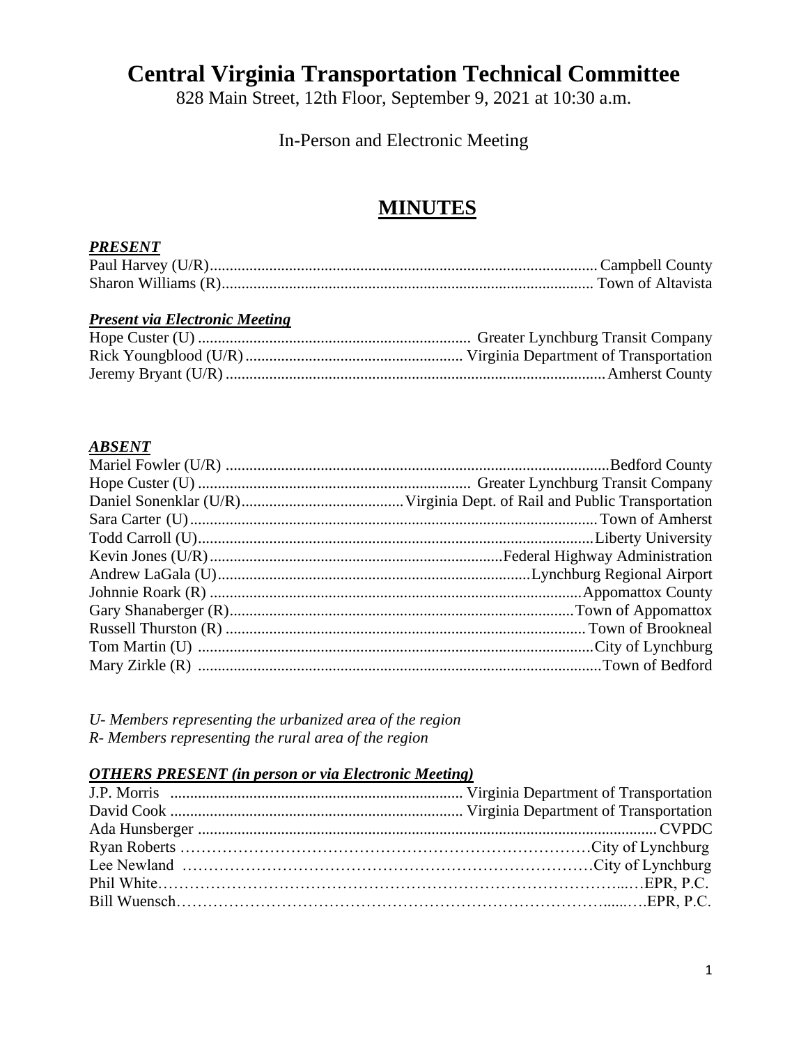# Central Virginia Transportation Technical Committee

828 Main Street, 12th Floor, September 9, 2021 at 10:30 a.m.

In-Person and Electronic Meeting

## MINUTES

***PRESENT***

| | |
|---|---|
| Paul Harvey (U/R) | Campbell County |
| Sharon Williams (R) | Town of Altavista |

***Present via Electronic Meeting***

| | |
|---|---|
| Hope Custer (U) | Greater Lynchburg Transit Company |
| Rick Youngblood (U/R) | Virginia Department of Transportation |
| Jeremy Bryant (U/R) | Amherst County |

***ABSENT***

| | |
|---|---|
| Mariel Fowler (U/R) | Bedford County |
| Hope Custer (U) | Greater Lynchburg Transit Company |
| Daniel Sonenklar (U/R) | Virginia Dept. of Rail and Public Transportation |
| Sara Carter (U) | Town of Amherst |
| Todd Carroll (U) | Liberty University |
| Kevin Jones (U/R) | Federal Highway Administration |
| Andrew LaGala (U) | Lynchburg Regional Airport |
| Johnnie Roark (R) | Appomattox County |
| Gary Shanaberger (R) | Town of Appomattox |
| Russell Thurston (R) | Town of Brookneal |
| Tom Martin (U) | City of Lynchburg |
| Mary Zirkle (R) | Town of Bedford |

*U- Members representing the urbanized area of the region*
*R- Members representing the rural area of the region*

***OTHERS PRESENT (in person or via Electronic Meeting)***

| | |
|---|---|
| J.P. Morris | Virginia Department of Transportation |
| David Cook | Virginia Department of Transportation |
| Ada Hunsberger | CVPDC |
| Ryan Roberts | City of Lynchburg |
| Lee Newland | City of Lynchburg |
| Phil White | EPR, P.C. |
| Bill Wuensch | EPR, P.C. |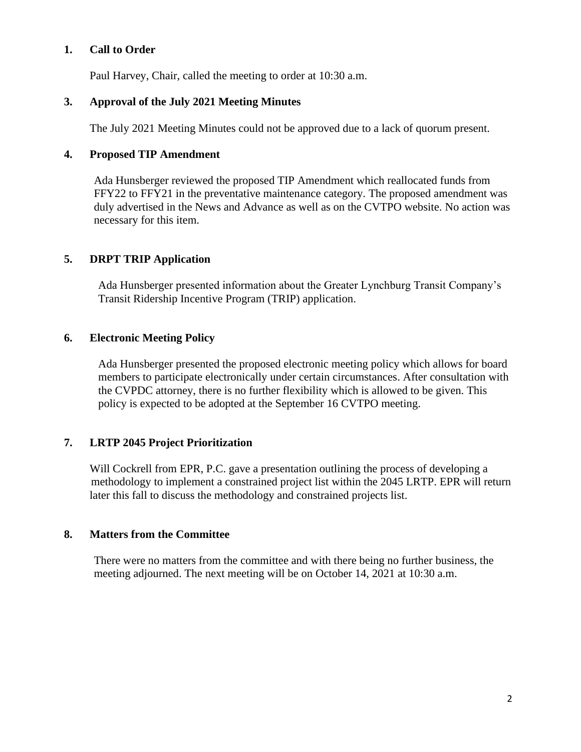## 1. Call to Order

Paul Harvey, Chair, called the meeting to order at 10:30 a.m.

## 3. Approval of the July 2021 Meeting Minutes

The July 2021 Meeting Minutes could not be approved due to a lack of quorum present.

## 4. Proposed TIP Amendment

Ada Hunsberger reviewed the proposed TIP Amendment which reallocated funds from FFY22 to FFY21 in the preventative maintenance category. The proposed amendment was duly advertised in the News and Advance as well as on the CVTPO website. No action was necessary for this item.

## 5. DRPT TRIP Application

Ada Hunsberger presented information about the Greater Lynchburg Transit Company's Transit Ridership Incentive Program (TRIP) application.

## 6. Electronic Meeting Policy

Ada Hunsberger presented the proposed electronic meeting policy which allows for board members to participate electronically under certain circumstances. After consultation with the CVPDC attorney, there is no further flexibility which is allowed to be given. This policy is expected to be adopted at the September 16 CVTPO meeting.

## 7. LRTP 2045 Project Prioritization

Will Cockrell from EPR, P.C. gave a presentation outlining the process of developing a methodology to implement a constrained project list within the 2045 LRTP. EPR will return later this fall to discuss the methodology and constrained projects list.

## 8. Matters from the Committee

There were no matters from the committee and with there being no further business, the meeting adjourned. The next meeting will be on October 14, 2021 at 10:30 a.m.